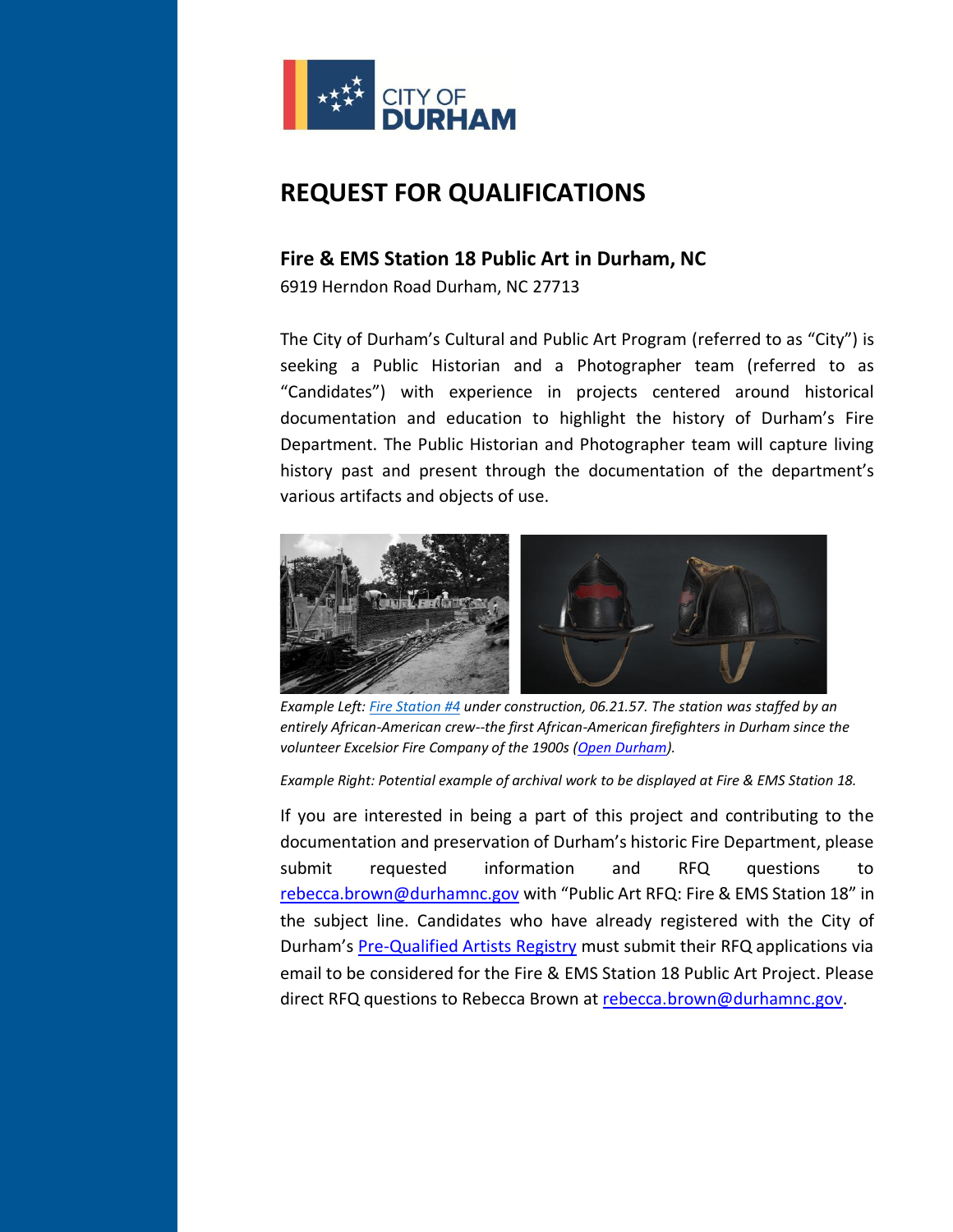CITY OF DURHAM

# REQUEST FOR QUALIFICATIONS

## Fire & EMS Station 18 Public Art in Durham, NC

6919 Herndon Road Durham, NC 27713

The City of Durham's Cultural and Public Art Program (referred to as "City") is seeking a Public Historian and a Photographer team (referred to as "Candidates") with experience in projects centered around historical documentation and education to highlight the history of Durham's Fire Department. The Public Historian and Photographer team will capture living history past and present through the documentation of the department's various artifacts and objects of use.

*Example Left: Fire Station #4 under construction, 06.21.57. The station was staffed by an entirely African-American crew--the first African-American firefighters in Durham since the volunteer Excelsior Fire Company of the 1900s (Open Durham).*

*Example Right: Potential example of archival work to be displayed at Fire & EMS Station 18.*

If you are interested in being a part of this project and contributing to the documentation and preservation of Durham's historic Fire Department, please submit requested information and RFQ questions to rebecca.brown@durhamnc.gov with "Public Art RFQ: Fire & EMS Station 18" in the subject line. Candidates who have already registered with the City of Durham's Pre-Qualified Artists Registry must submit their RFQ applications via email to be considered for the Fire & EMS Station 18 Public Art Project. Please direct RFQ questions to Rebecca Brown at rebecca.brown@durhamnc.gov.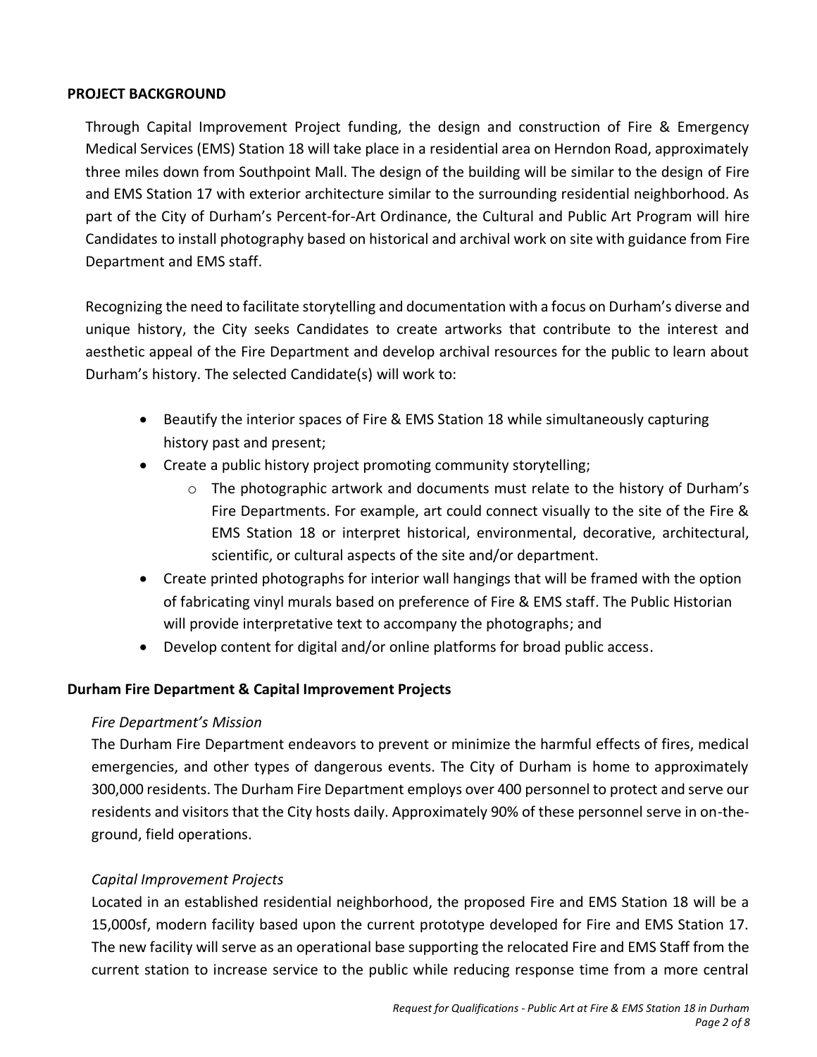## PROJECT BACKGROUND

Through Capital Improvement Project funding, the design and construction of Fire & Emergency Medical Services (EMS) Station 18 will take place in a residential area on Herndon Road, approximately three miles down from Southpoint Mall. The design of the building will be similar to the design of Fire and EMS Station 17 with exterior architecture similar to the surrounding residential neighborhood. As part of the City of Durham's Percent-for-Art Ordinance, the Cultural and Public Art Program will hire Candidates to install photography based on historical and archival work on site with guidance from Fire Department and EMS staff.

Recognizing the need to facilitate storytelling and documentation with a focus on Durham's diverse and unique history, the City seeks Candidates to create artworks that contribute to the interest and aesthetic appeal of the Fire Department and develop archival resources for the public to learn about Durham's history. The selected Candidate(s) will work to:

- Beautify the interior spaces of Fire & EMS Station 18 while simultaneously capturing history past and present;
- Create a public history project promoting community storytelling;
  - The photographic artwork and documents must relate to the history of Durham's Fire Departments. For example, art could connect visually to the site of the Fire & EMS Station 18 or interpret historical, environmental, decorative, architectural, scientific, or cultural aspects of the site and/or department.
- Create printed photographs for interior wall hangings that will be framed with the option of fabricating vinyl murals based on preference of Fire & EMS staff. The Public Historian will provide interpretative text to accompany the photographs; and
- Develop content for digital and/or online platforms for broad public access.

### Durham Fire Department & Capital Improvement Projects

*Fire Department's Mission*

The Durham Fire Department endeavors to prevent or minimize the harmful effects of fires, medical emergencies, and other types of dangerous events. The City of Durham is home to approximately 300,000 residents. The Durham Fire Department employs over 400 personnel to protect and serve our residents and visitors that the City hosts daily. Approximately 90% of these personnel serve in on-the-ground, field operations.

*Capital Improvement Projects*

Located in an established residential neighborhood, the proposed Fire and EMS Station 18 will be a 15,000sf, modern facility based upon the current prototype developed for Fire and EMS Station 17. The new facility will serve as an operational base supporting the relocated Fire and EMS Staff from the current station to increase service to the public while reducing response time from a more central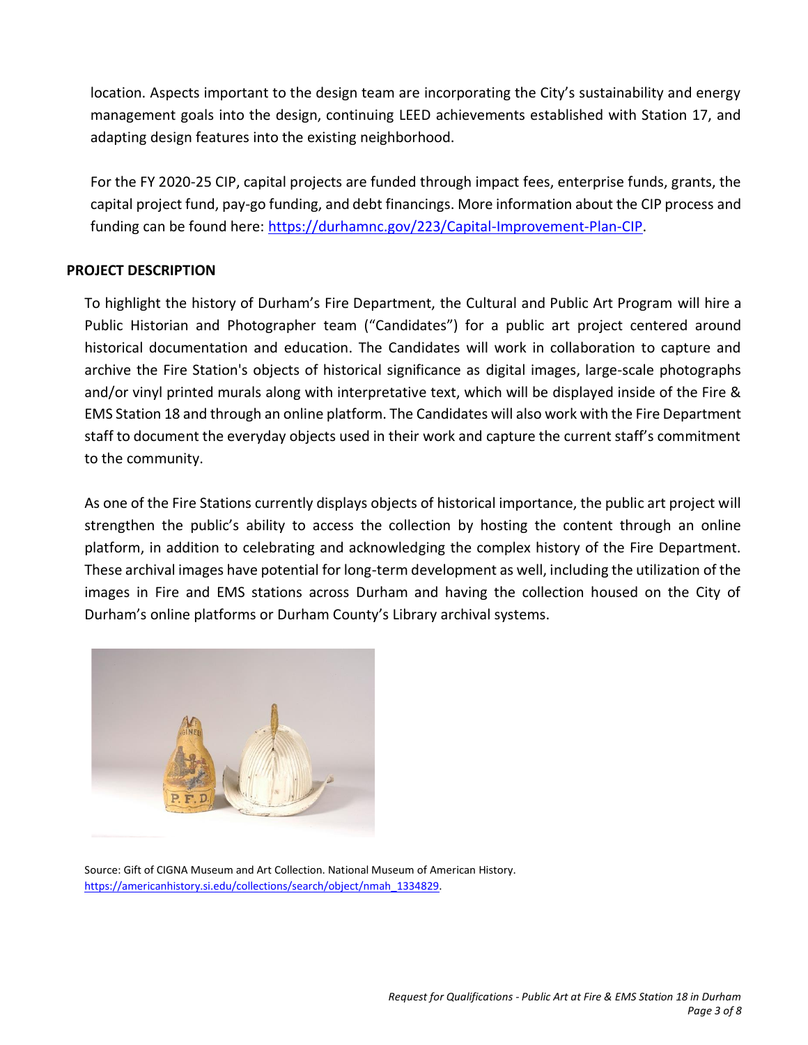location. Aspects important to the design team are incorporating the City's sustainability and energy management goals into the design, continuing LEED achievements established with Station 17, and adapting design features into the existing neighborhood.

For the FY 2020-25 CIP, capital projects are funded through impact fees, enterprise funds, grants, the capital project fund, pay-go funding, and debt financings. More information about the CIP process and funding can be found here: https://durhamnc.gov/223/Capital-Improvement-Plan-CIP.

## PROJECT DESCRIPTION

To highlight the history of Durham's Fire Department, the Cultural and Public Art Program will hire a Public Historian and Photographer team ("Candidates") for a public art project centered around historical documentation and education. The Candidates will work in collaboration to capture and archive the Fire Station's objects of historical significance as digital images, large-scale photographs and/or vinyl printed murals along with interpretative text, which will be displayed inside of the Fire & EMS Station 18 and through an online platform. The Candidates will also work with the Fire Department staff to document the everyday objects used in their work and capture the current staff's commitment to the community.

As one of the Fire Stations currently displays objects of historical importance, the public art project will strengthen the public's ability to access the collection by hosting the content through an online platform, in addition to celebrating and acknowledging the complex history of the Fire Department. These archival images have potential for long-term development as well, including the utilization of the images in Fire and EMS stations across Durham and having the collection housed on the City of Durham's online platforms or Durham County's Library archival systems.

Source: Gift of CIGNA Museum and Art Collection. National Museum of American History. https://americanhistory.si.edu/collections/search/object/nmah_1334829.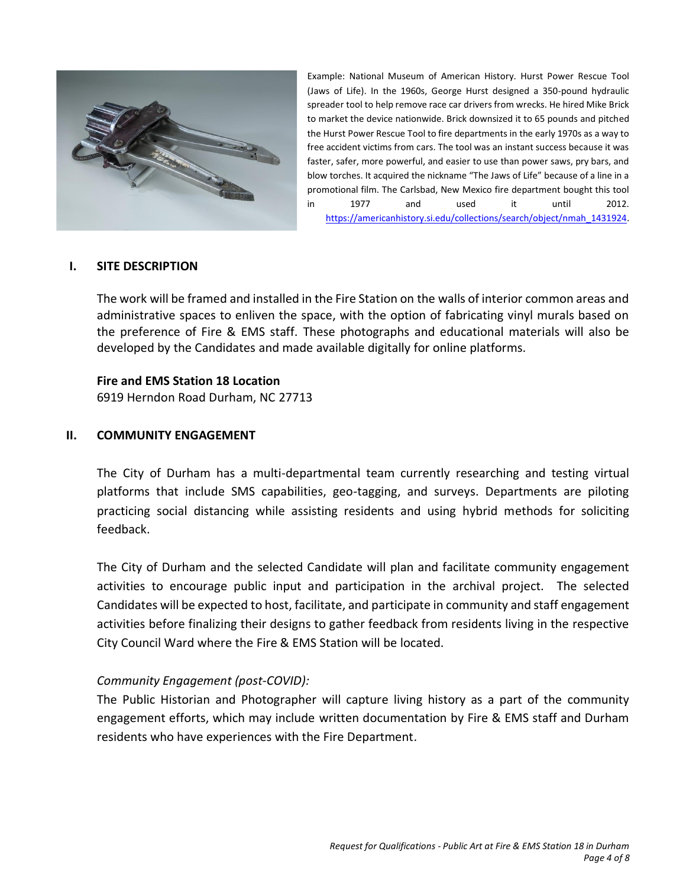Example: National Museum of American History. Hurst Power Rescue Tool (Jaws of Life). In the 1960s, George Hurst designed a 350-pound hydraulic spreader tool to help remove race car drivers from wrecks. He hired Mike Brick to market the device nationwide. Brick downsized it to 65 pounds and pitched the Hurst Power Rescue Tool to fire departments in the early 1970s as a way to free accident victims from cars. The tool was an instant success because it was faster, safer, more powerful, and easier to use than power saws, pry bars, and blow torches. It acquired the nickname "The Jaws of Life" because of a line in a promotional film. The Carlsbad, New Mexico fire department bought this tool in 1977 and used it until 2012. https://americanhistory.si.edu/collections/search/object/nmah_1431924.

## I. SITE DESCRIPTION

The work will be framed and installed in the Fire Station on the walls of interior common areas and administrative spaces to enliven the space, with the option of fabricating vinyl murals based on the preference of Fire & EMS staff. These photographs and educational materials will also be developed by the Candidates and made available digitally for online platforms.

**Fire and EMS Station 18 Location**
6919 Herndon Road Durham, NC 27713

## II. COMMUNITY ENGAGEMENT

The City of Durham has a multi-departmental team currently researching and testing virtual platforms that include SMS capabilities, geo-tagging, and surveys. Departments are piloting practicing social distancing while assisting residents and using hybrid methods for soliciting feedback.

The City of Durham and the selected Candidate will plan and facilitate community engagement activities to encourage public input and participation in the archival project. The selected Candidates will be expected to host, facilitate, and participate in community and staff engagement activities before finalizing their designs to gather feedback from residents living in the respective City Council Ward where the Fire & EMS Station will be located.

*Community Engagement (post-COVID):*

The Public Historian and Photographer will capture living history as a part of the community engagement efforts, which may include written documentation by Fire & EMS staff and Durham residents who have experiences with the Fire Department.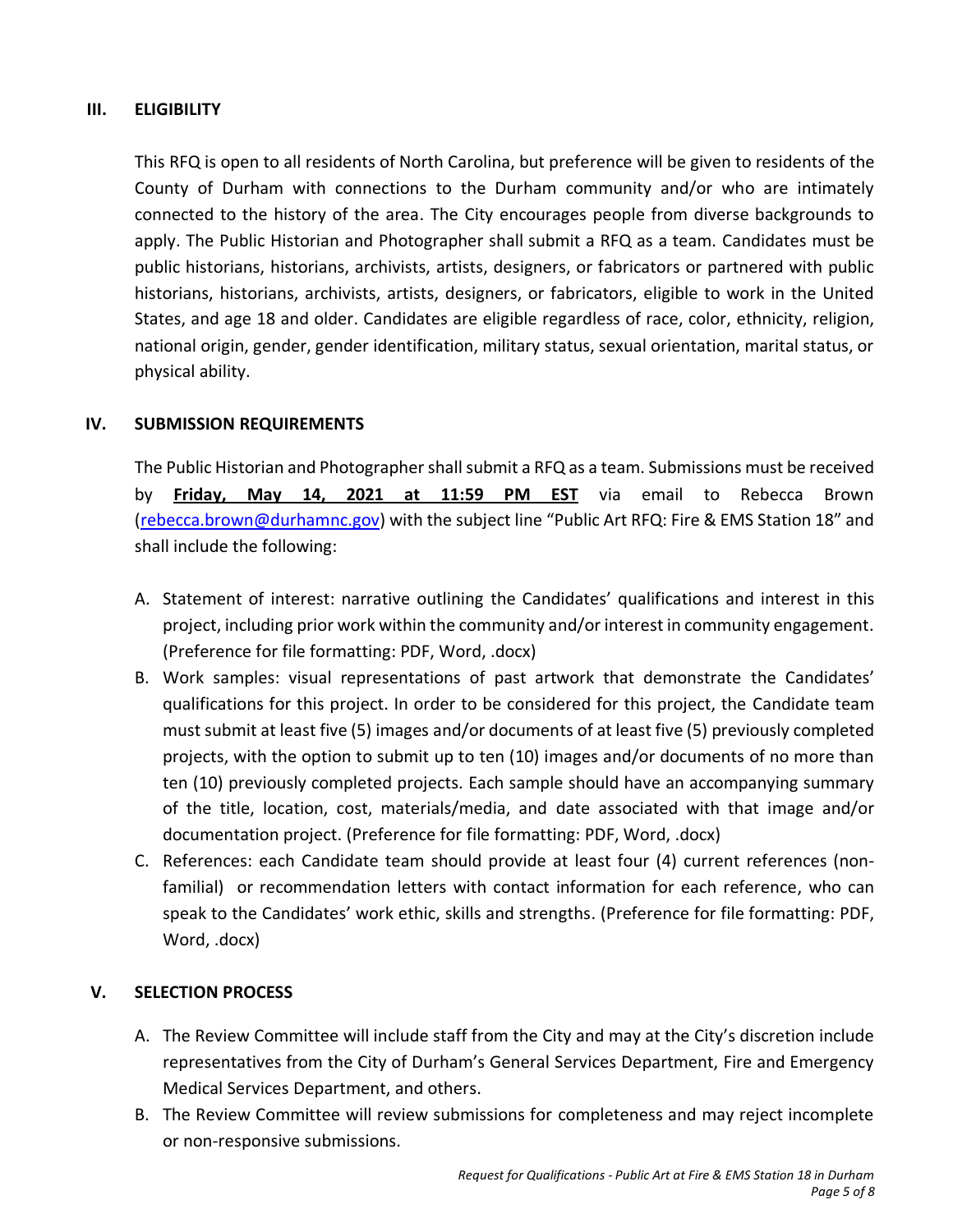## III. ELIGIBILITY

This RFQ is open to all residents of North Carolina, but preference will be given to residents of the County of Durham with connections to the Durham community and/or who are intimately connected to the history of the area. The City encourages people from diverse backgrounds to apply. The Public Historian and Photographer shall submit a RFQ as a team. Candidates must be public historians, historians, archivists, artists, designers, or fabricators or partnered with public historians, historians, archivists, artists, designers, or fabricators, eligible to work in the United States, and age 18 and older. Candidates are eligible regardless of race, color, ethnicity, religion, national origin, gender, gender identification, military status, sexual orientation, marital status, or physical ability.

## IV. SUBMISSION REQUIREMENTS

The Public Historian and Photographer shall submit a RFQ as a team. Submissions must be received by **Friday, May 14, 2021 at 11:59 PM EST** via email to Rebecca Brown ([rebecca.brown@durhamnc.gov](mailto:rebecca.brown@durhamnc.gov)) with the subject line "Public Art RFQ: Fire & EMS Station 18" and shall include the following:

A. Statement of interest: narrative outlining the Candidates' qualifications and interest in this project, including prior work within the community and/or interest in community engagement. (Preference for file formatting: PDF, Word, .docx)

B. Work samples: visual representations of past artwork that demonstrate the Candidates' qualifications for this project. In order to be considered for this project, the Candidate team must submit at least five (5) images and/or documents of at least five (5) previously completed projects, with the option to submit up to ten (10) images and/or documents of no more than ten (10) previously completed projects. Each sample should have an accompanying summary of the title, location, cost, materials/media, and date associated with that image and/or documentation project. (Preference for file formatting: PDF, Word, .docx)

C. References: each Candidate team should provide at least four (4) current references (non-familial) or recommendation letters with contact information for each reference, who can speak to the Candidates' work ethic, skills and strengths. (Preference for file formatting: PDF, Word, .docx)

## V. SELECTION PROCESS

A. The Review Committee will include staff from the City and may at the City's discretion include representatives from the City of Durham's General Services Department, Fire and Emergency Medical Services Department, and others.

B. The Review Committee will review submissions for completeness and may reject incomplete or non-responsive submissions.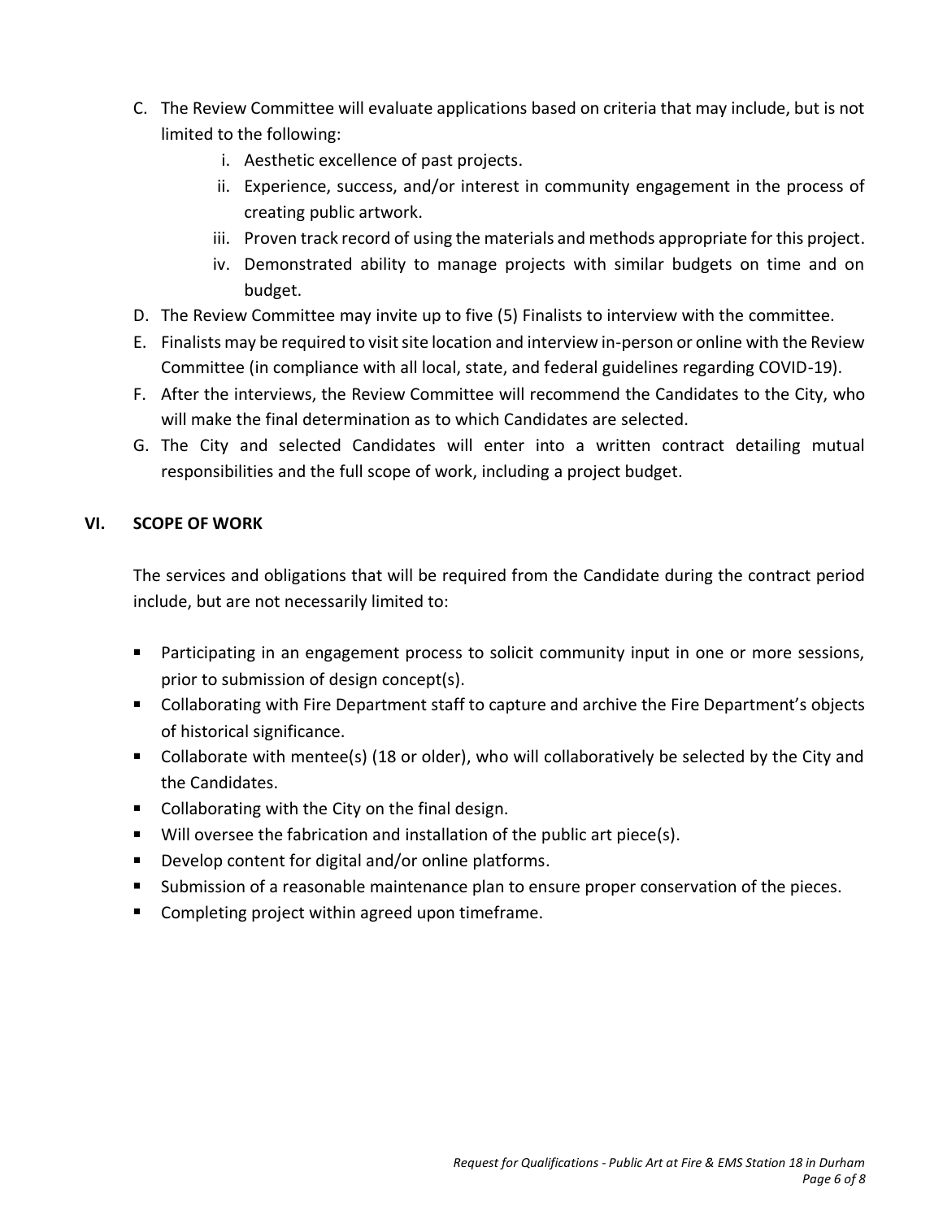C. The Review Committee will evaluate applications based on criteria that may include, but is not limited to the following:
    i. Aesthetic excellence of past projects.
    ii. Experience, success, and/or interest in community engagement in the process of creating public artwork.
    iii. Proven track record of using the materials and methods appropriate for this project.
    iv. Demonstrated ability to manage projects with similar budgets on time and on budget.

D. The Review Committee may invite up to five (5) Finalists to interview with the committee.

E. Finalists may be required to visit site location and interview in-person or online with the Review Committee (in compliance with all local, state, and federal guidelines regarding COVID-19).

F. After the interviews, the Review Committee will recommend the Candidates to the City, who will make the final determination as to which Candidates are selected.

G. The City and selected Candidates will enter into a written contract detailing mutual responsibilities and the full scope of work, including a project budget.

## VI. SCOPE OF WORK

The services and obligations that will be required from the Candidate during the contract period include, but are not necessarily limited to:

- Participating in an engagement process to solicit community input in one or more sessions, prior to submission of design concept(s).
- Collaborating with Fire Department staff to capture and archive the Fire Department's objects of historical significance.
- Collaborate with mentee(s) (18 or older), who will collaboratively be selected by the City and the Candidates.
- Collaborating with the City on the final design.
- Will oversee the fabrication and installation of the public art piece(s).
- Develop content for digital and/or online platforms.
- Submission of a reasonable maintenance plan to ensure proper conservation of the pieces.
- Completing project within agreed upon timeframe.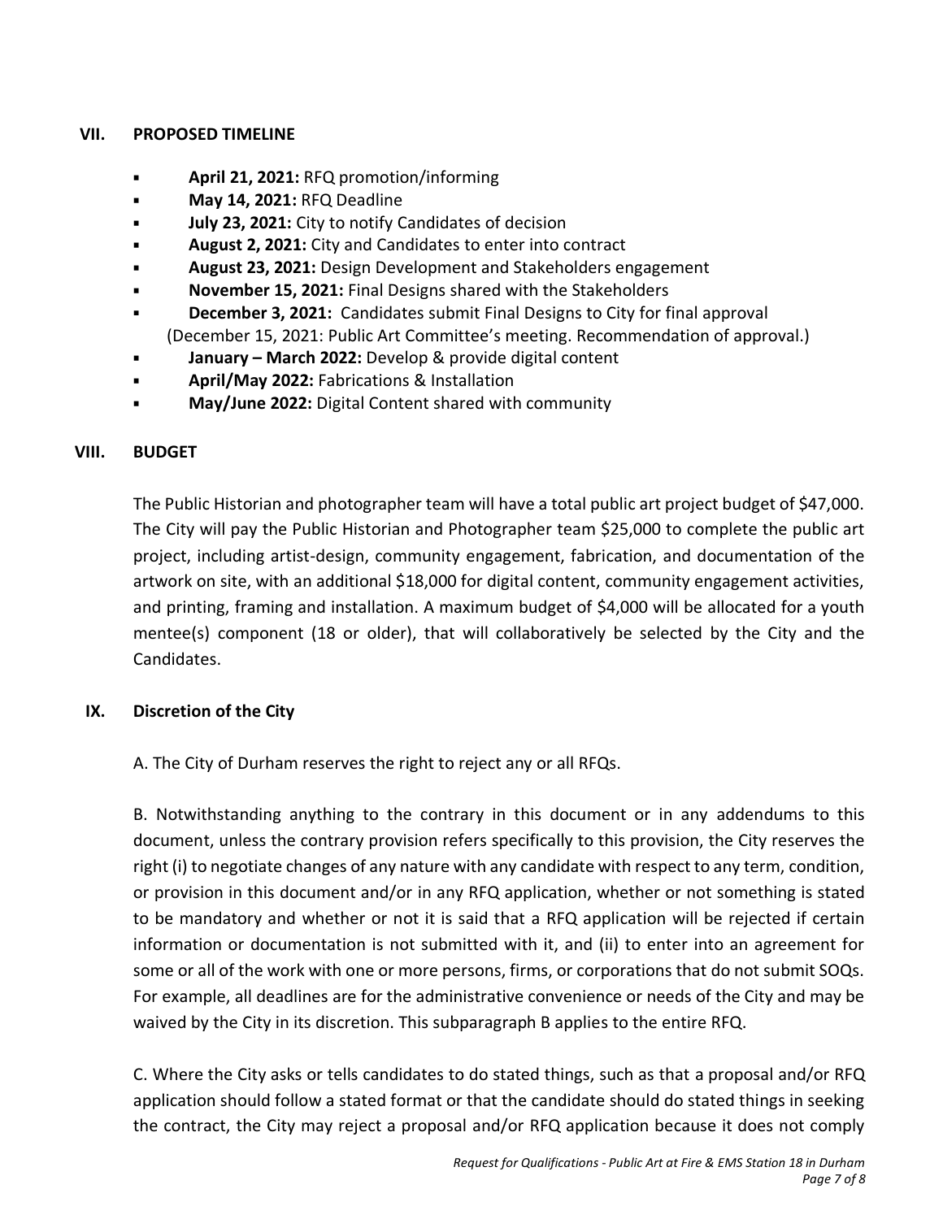## VII. PROPOSED TIMELINE

- **April 21, 2021:** RFQ promotion/informing
- **May 14, 2021:** RFQ Deadline
- **July 23, 2021:** City to notify Candidates of decision
- **August 2, 2021:** City and Candidates to enter into contract
- **August 23, 2021:** Design Development and Stakeholders engagement
- **November 15, 2021:** Final Designs shared with the Stakeholders
- **December 3, 2021:** Candidates submit Final Designs to City for final approval
  (December 15, 2021: Public Art Committee's meeting. Recommendation of approval.)
- **January – March 2022:** Develop & provide digital content
- **April/May 2022:** Fabrications & Installation
- **May/June 2022:** Digital Content shared with community

## VIII. BUDGET

The Public Historian and photographer team will have a total public art project budget of $47,000. The City will pay the Public Historian and Photographer team $25,000 to complete the public art project, including artist-design, community engagement, fabrication, and documentation of the artwork on site, with an additional $18,000 for digital content, community engagement activities, and printing, framing and installation. A maximum budget of $4,000 will be allocated for a youth mentee(s) component (18 or older), that will collaboratively be selected by the City and the Candidates.

## IX. Discretion of the City

A. The City of Durham reserves the right to reject any or all RFQs.

B. Notwithstanding anything to the contrary in this document or in any addendums to this document, unless the contrary provision refers specifically to this provision, the City reserves the right (i) to negotiate changes of any nature with any candidate with respect to any term, condition, or provision in this document and/or in any RFQ application, whether or not something is stated to be mandatory and whether or not it is said that a RFQ application will be rejected if certain information or documentation is not submitted with it, and (ii) to enter into an agreement for some or all of the work with one or more persons, firms, or corporations that do not submit SOQs. For example, all deadlines are for the administrative convenience or needs of the City and may be waived by the City in its discretion. This subparagraph B applies to the entire RFQ.

C. Where the City asks or tells candidates to do stated things, such as that a proposal and/or RFQ application should follow a stated format or that the candidate should do stated things in seeking the contract, the City may reject a proposal and/or RFQ application because it does not comply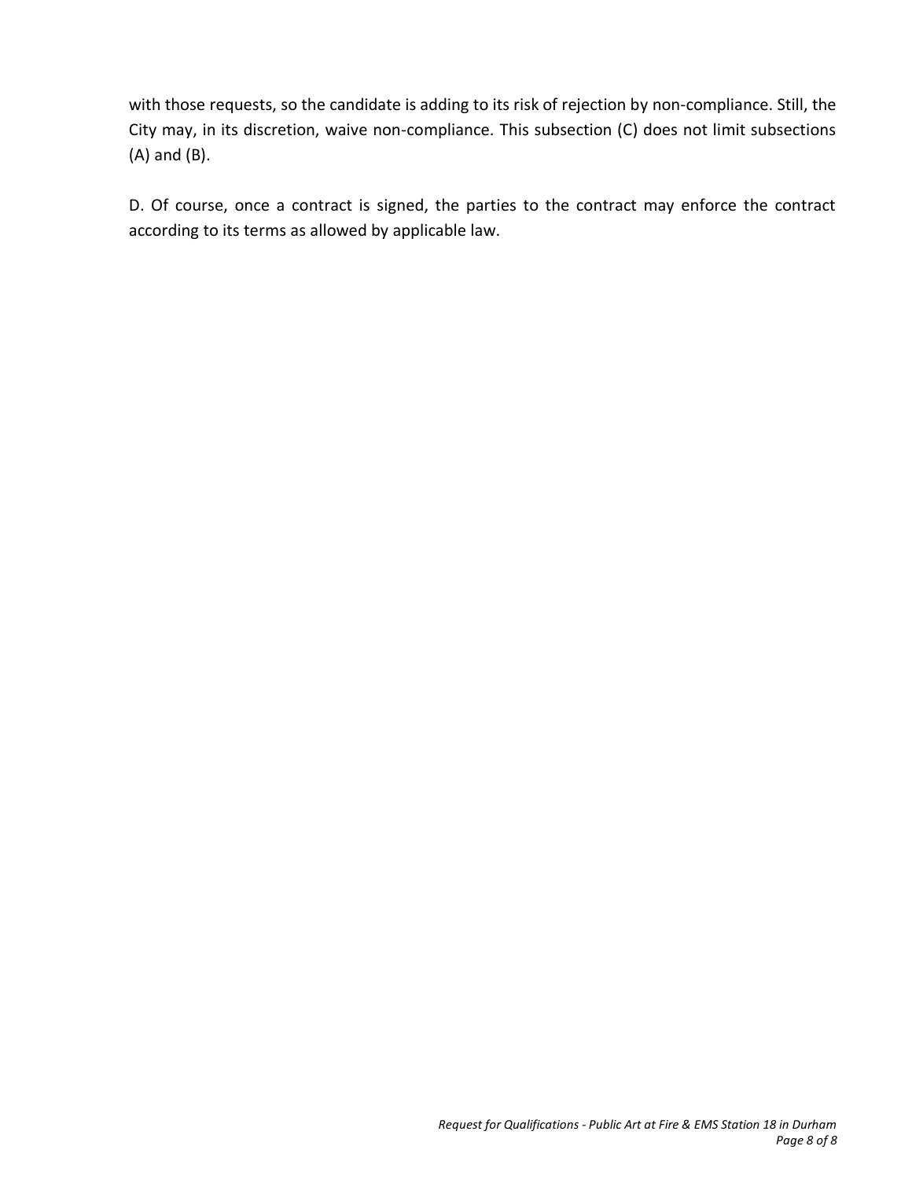with those requests, so the candidate is adding to its risk of rejection by non-compliance. Still, the City may, in its discretion, waive non-compliance. This subsection (C) does not limit subsections (A) and (B).

D. Of course, once a contract is signed, the parties to the contract may enforce the contract according to its terms as allowed by applicable law.